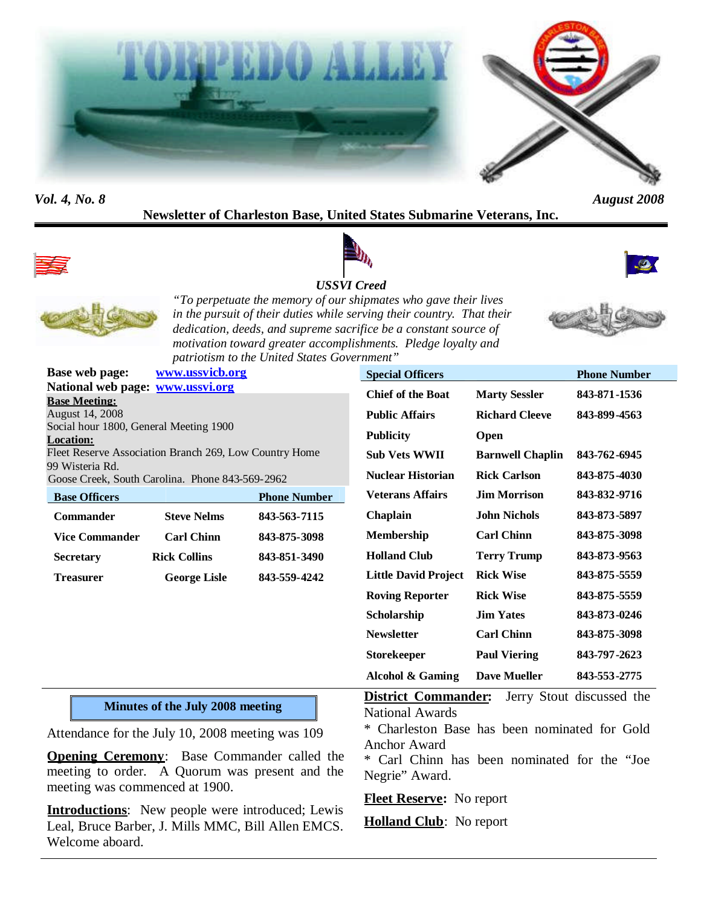# TORPEDO ALLEY

*Vol. 4, No. 8* *August 2008*

**Newsletter of Charleston Base, United States Submarine Veterans, Inc.**

***USSVI Creed***

*"To perpetuate the memory of our shipmates who gave their lives in the pursuit of their duties while serving their country. That their dedication, deeds, and supreme sacrifice be a constant source of motivation toward greater accomplishments. Pledge loyalty and patriotism to the United States Government"*

**Base web page:** [www.ussvicb.org](http://www.ussvicb.org)
**National web page:** [www.ussvi.org](http://www.ussvi.org)

**Base Meeting:**
August 14, 2008
Social hour 1800, General Meeting 1900

**Location:**
Fleet Reserve Association Branch 269, Low Country Home
99 Wisteria Rd.
Goose Creek, South Carolina. Phone 843-569-2962

| Base Officers | | Phone Number |
|---|---|---|
| Commander | Steve Nelms | 843-563-7115 |
| Vice Commander | Carl Chinn | 843-875-3098 |
| Secretary | Rick Collins | 843-851-3490 |
| Treasurer | George Lisle | 843-559-4242 |

| Special Officers | | Phone Number |
|---|---|---|
| Chief of the Boat | Marty Sessler | 843-871-1536 |
| Public Affairs | Richard Cleeve | 843-899-4563 |
| Publicity | Open | |
| Sub Vets WWII | Barnwell Chaplin | 843-762-6945 |
| Nuclear Historian | Rick Carlson | 843-875-4030 |
| Veterans Affairs | Jim Morrison | 843-832-9716 |
| Chaplain | John Nichols | 843-873-5897 |
| Membership | Carl Chinn | 843-875-3098 |
| Holland Club | Terry Trump | 843-873-9563 |
| Little David Project | Rick Wise | 843-875-5559 |
| Roving Reporter | Rick Wise | 843-875-5559 |
| Scholarship | Jim Yates | 843-873-0246 |
| Newsletter | Carl Chinn | 843-875-3098 |
| Storekeeper | Paul Viering | 843-797-2623 |
| Alcohol & Gaming | Dave Mueller | 843-553-2775 |

## Minutes of the July 2008 meeting

Attendance for the July 10, 2008 meeting was 109

**Opening Ceremony**: Base Commander called the meeting to order. A Quorum was present and the meeting was commenced at 1900.

**Introductions**: New people were introduced; Lewis Leal, Bruce Barber, J. Mills MMC, Bill Allen EMCS. Welcome aboard.

**District Commander:** Jerry Stout discussed the National Awards

* Charleston Base has been nominated for Gold Anchor Award
* Carl Chinn has been nominated for the "Joe Negrie" Award.

**Fleet Reserve:** No report

**Holland Club**: No report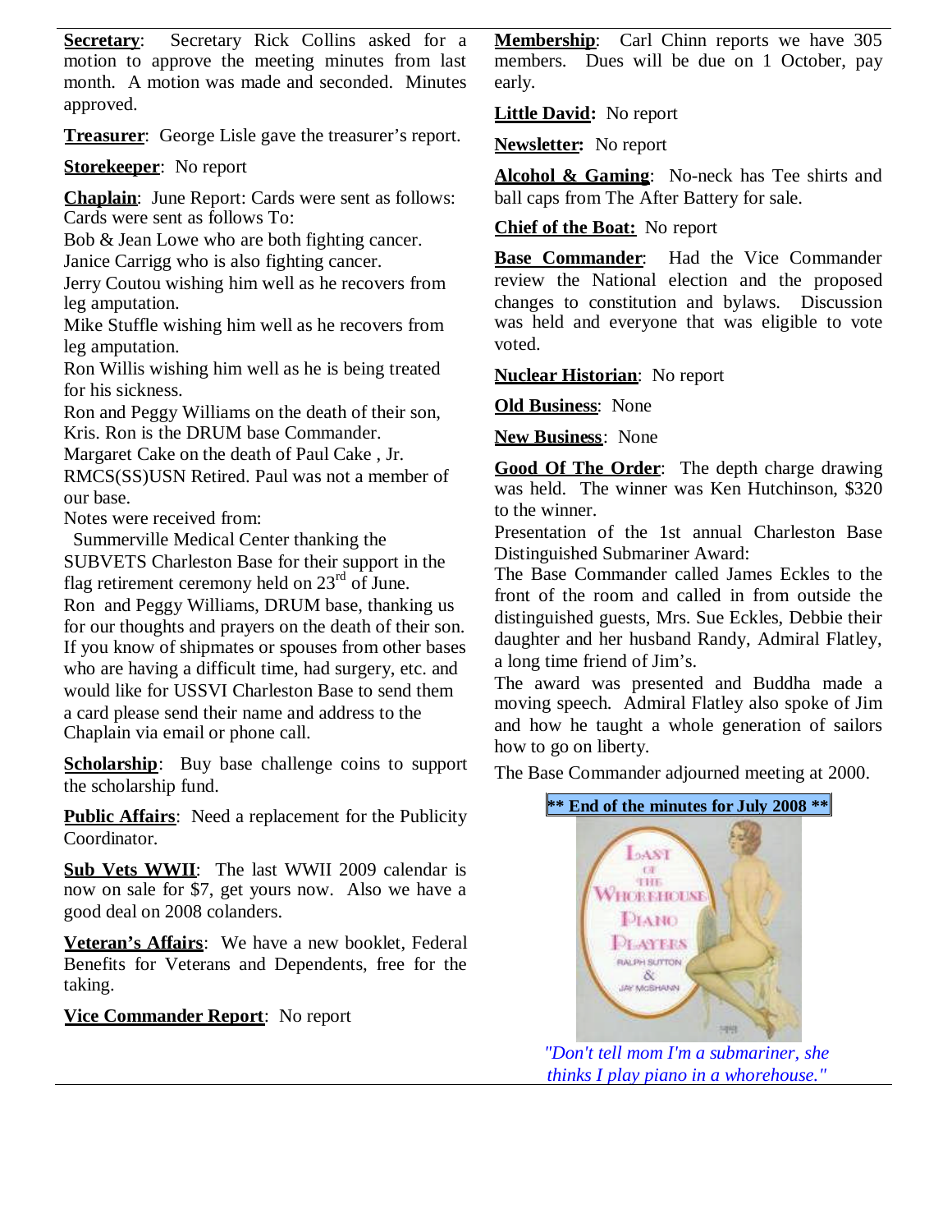**Secretary**: Secretary Rick Collins asked for a motion to approve the meeting minutes from last month. A motion was made and seconded. Minutes approved.

**Treasurer**: George Lisle gave the treasurer's report.

**Storekeeper**: No report

**Chaplain**: June Report: Cards were sent as follows:
Cards were sent as follows To:
Bob & Jean Lowe who are both fighting cancer.
Janice Carrigg who is also fighting cancer.
Jerry Coutou wishing him well as he recovers from leg amputation.
Mike Stuffle wishing him well as he recovers from leg amputation.
Ron Willis wishing him well as he is being treated for his sickness.
Ron and Peggy Williams on the death of their son, Kris. Ron is the DRUM base Commander.
Margaret Cake on the death of Paul Cake , Jr. RMCS(SS)USN Retired. Paul was not a member of our base.
Notes were received from:
Summerville Medical Center thanking the SUBVETS Charleston Base for their support in the flag retirement ceremony held on 23rd of June.
Ron and Peggy Williams, DRUM base, thanking us for our thoughts and prayers on the death of their son.
If you know of shipmates or spouses from other bases who are having a difficult time, had surgery, etc. and would like for USSVI Charleston Base to send them a card please send their name and address to the Chaplain via email or phone call.

**Scholarship**: Buy base challenge coins to support the scholarship fund.

**Public Affairs**: Need a replacement for the Publicity Coordinator.

**Sub Vets WWII**: The last WWII 2009 calendar is now on sale for $7, get yours now. Also we have a good deal on 2008 colanders.

**Veteran's Affairs**: We have a new booklet, Federal Benefits for Veterans and Dependents, free for the taking.

**Vice Commander Report**: No report

**Membership**: Carl Chinn reports we have 305 members. Dues will be due on 1 October, pay early.

**Little David:** No report

**Newsletter:** No report

**Alcohol & Gaming**: No-neck has Tee shirts and ball caps from The After Battery for sale.

**Chief of the Boat:** No report

**Base Commander**: Had the Vice Commander review the National election and the proposed changes to constitution and bylaws. Discussion was held and everyone that was eligible to vote voted.

**Nuclear Historian**: No report

**Old Business**: None

**New Business**: None

**Good Of The Order**: The depth charge drawing was held. The winner was Ken Hutchinson, $320 to the winner.
Presentation of the 1st annual Charleston Base Distinguished Submariner Award:
The Base Commander called James Eckles to the front of the room and called in from outside the distinguished guests, Mrs. Sue Eckles, Debbie their daughter and her husband Randy, Admiral Flatley, a long time friend of Jim's.
The award was presented and Buddha made a moving speech. Admiral Flatley also spoke of Jim and how he taught a whole generation of sailors how to go on liberty.

The Base Commander adjourned meeting at 2000.

**\*\* End of the minutes for July 2008 \*\***

*"Don't tell mom I'm a submariner, she thinks I play piano in a whorehouse."*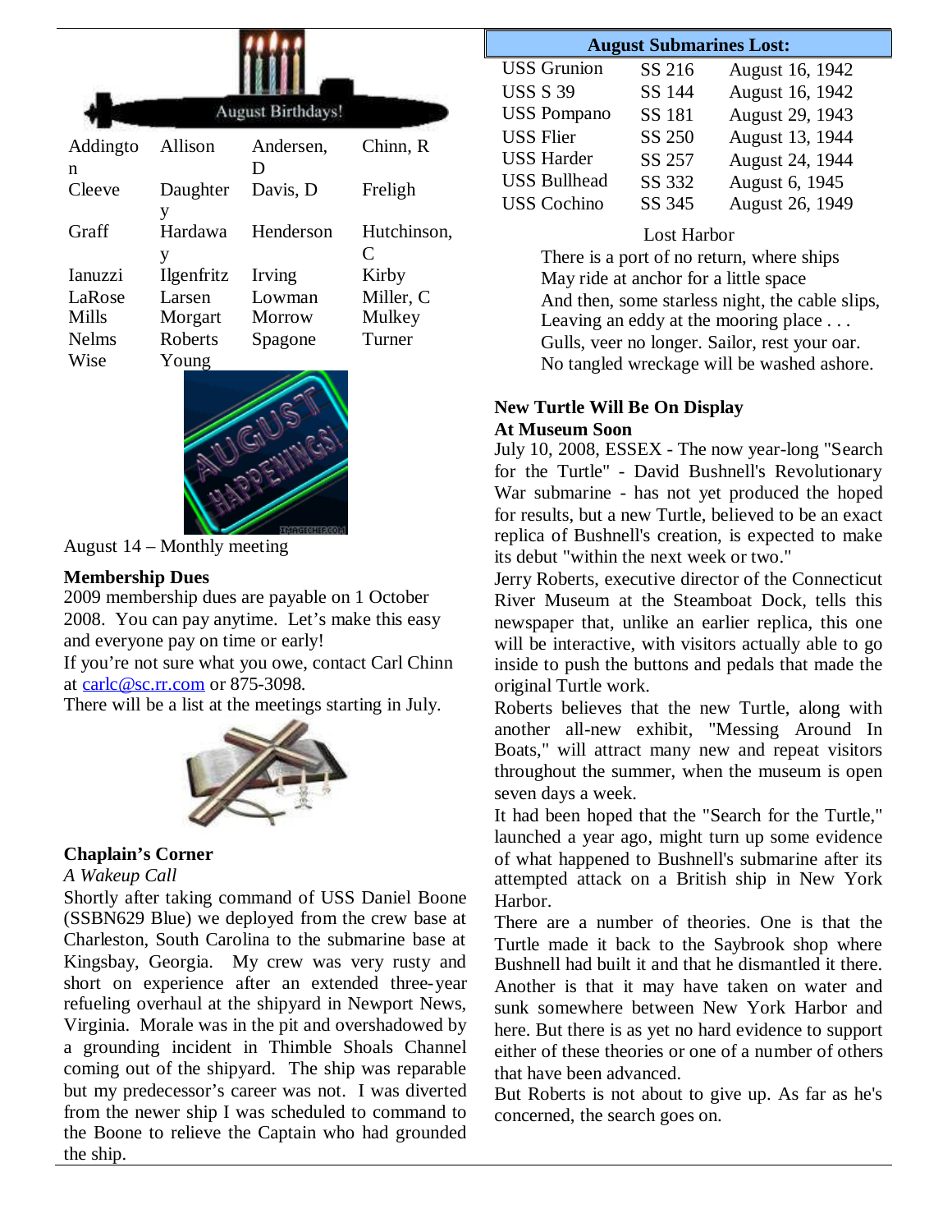August Birthdays!

| | | | |
|---|---|---|---|
| Addington | Allison | Andersen, D | Chinn, R |
| Cleeve | Daughtery | Davis, D | Freligh |
| Graff | Hardaway | Henderson | Hutchinson, C |
| Ianuzzi | Ilgenfritz | Irving | Kirby |
| LaRose | Larsen | Lowman | Miller, C |
| Mills | Morgart | Morrow | Mulkey |
| Nelms | Roberts | Spagone | Turner |
| Wise | Young | | |

August 14 – Monthly meeting

**Membership Dues**

2009 membership dues are payable on 1 October 2008. You can pay anytime. Let's make this easy and everyone pay on time or early!

If you're not sure what you owe, contact Carl Chinn at carlc@sc.rr.com or 875-3098.

There will be a list at the meetings starting in July.

**Chaplain's Corner**

*A Wakeup Call*

Shortly after taking command of USS Daniel Boone (SSBN629 Blue) we deployed from the crew base at Charleston, South Carolina to the submarine base at Kingsbay, Georgia. My crew was very rusty and short on experience after an extended three-year refueling overhaul at the shipyard in Newport News, Virginia. Morale was in the pit and overshadowed by a grounding incident in Thimble Shoals Channel coming out of the shipyard. The ship was reparable but my predecessor's career was not. I was diverted from the newer ship I was scheduled to command to the Boone to relieve the Captain who had grounded the ship.

| August Submarines Lost: | | |
|---|---|---|
| USS Grunion | SS 216 | August 16, 1942 |
| USS S 39 | SS 144 | August 16, 1942 |
| USS Pompano | SS 181 | August 29, 1943 |
| USS Flier | SS 250 | August 13, 1944 |
| USS Harder | SS 257 | August 24, 1944 |
| USS Bullhead | SS 332 | August 6, 1945 |
| USS Cochino | SS 345 | August 26, 1949 |

Lost Harbor

There is a port of no return, where ships
May ride at anchor for a little space
And then, some starless night, the cable slips,
Leaving an eddy at the mooring place . . .
Gulls, veer no longer. Sailor, rest your oar.
No tangled wreckage will be washed ashore.

**New Turtle Will Be On Display At Museum Soon**

July 10, 2008, ESSEX - The now year-long "Search for the Turtle" - David Bushnell's Revolutionary War submarine - has not yet produced the hoped for results, but a new Turtle, believed to be an exact replica of Bushnell's creation, is expected to make its debut "within the next week or two."

Jerry Roberts, executive director of the Connecticut River Museum at the Steamboat Dock, tells this newspaper that, unlike an earlier replica, this one will be interactive, with visitors actually able to go inside to push the buttons and pedals that made the original Turtle work.

Roberts believes that the new Turtle, along with another all-new exhibit, "Messing Around In Boats," will attract many new and repeat visitors throughout the summer, when the museum is open seven days a week.

It had been hoped that the "Search for the Turtle," launched a year ago, might turn up some evidence of what happened to Bushnell's submarine after its attempted attack on a British ship in New York Harbor.

There are a number of theories. One is that the Turtle made it back to the Saybrook shop where Bushnell had built it and that he dismantled it there. Another is that it may have taken on water and sunk somewhere between New York Harbor and here. But there is as yet no hard evidence to support either of these theories or one of a number of others that have been advanced.

But Roberts is not about to give up. As far as he's concerned, the search goes on.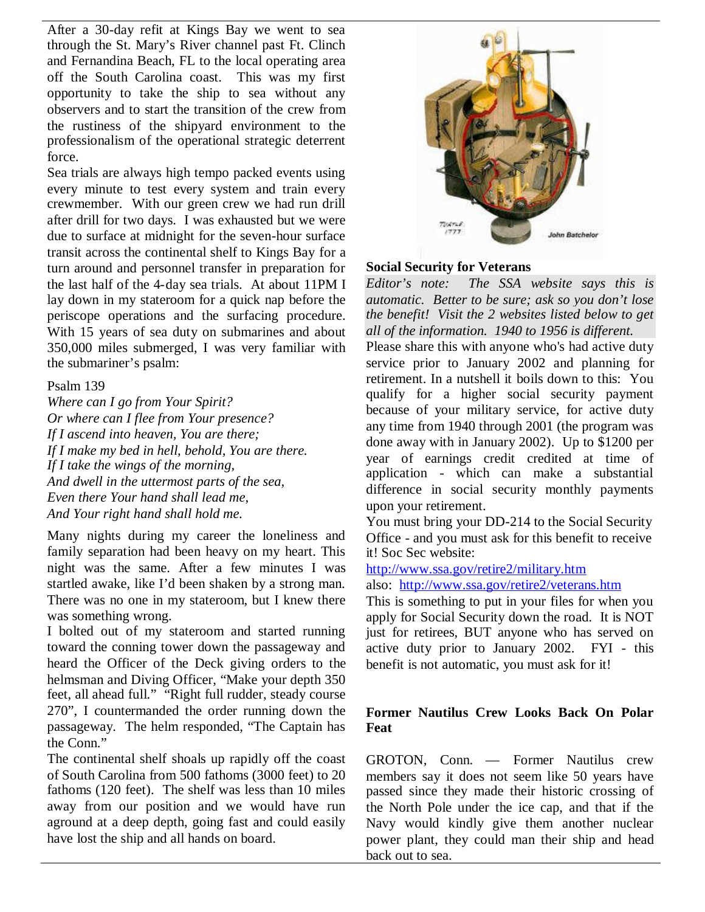After a 30-day refit at Kings Bay we went to sea through the St. Mary's River channel past Ft. Clinch and Fernandina Beach, FL to the local operating area off the South Carolina coast. This was my first opportunity to take the ship to sea without any observers and to start the transition of the crew from the rustiness of the shipyard environment to the professionalism of the operational strategic deterrent force.

Sea trials are always high tempo packed events using every minute to test every system and train every crewmember. With our green crew we had run drill after drill for two days. I was exhausted but we were due to surface at midnight for the seven-hour surface transit across the continental shelf to Kings Bay for a turn around and personnel transfer in preparation for the last half of the 4-day sea trials. At about 11PM I lay down in my stateroom for a quick nap before the periscope operations and the surfacing procedure. With 15 years of sea duty on submarines and about 350,000 miles submerged, I was very familiar with the submariner's psalm:

Psalm 139

*Where can I go from Your Spirit?*
*Or where can I flee from Your presence?*
*If I ascend into heaven, You are there;*
*If I make my bed in hell, behold, You are there.*
*If I take the wings of the morning,*
*And dwell in the uttermost parts of the sea,*
*Even there Your hand shall lead me,*
*And Your right hand shall hold me.*

Many nights during my career the loneliness and family separation had been heavy on my heart. This night was the same. After a few minutes I was startled awake, like I'd been shaken by a strong man. There was no one in my stateroom, but I knew there was something wrong.

I bolted out of my stateroom and started running toward the conning tower down the passageway and heard the Officer of the Deck giving orders to the helmsman and Diving Officer, "Make your depth 350 feet, all ahead full." "Right full rudder, steady course 270", I countermanded the order running down the passageway. The helm responded, "The Captain has the Conn."

The continental shelf shoals up rapidly off the coast of South Carolina from 500 fathoms (3000 feet) to 20 fathoms (120 feet). The shelf was less than 10 miles away from our position and we would have run aground at a deep depth, going fast and could easily have lost the ship and all hands on board.

**Social Security for Veterans**

*Editor's note: The SSA website says this is automatic. Better to be sure; ask so you don't lose the benefit! Visit the 2 websites listed below to get all of the information. 1940 to 1956 is different.*

Please share this with anyone who's had active duty service prior to January 2002 and planning for retirement. In a nutshell it boils down to this: You qualify for a higher social security payment because of your military service, for active duty any time from 1940 through 2001 (the program was done away with in January 2002). Up to $1200 per year of earnings credit credited at time of application - which can make a substantial difference in social security monthly payments upon your retirement.

You must bring your DD-214 to the Social Security Office - and you must ask for this benefit to receive it! Soc Sec website:

http://www.ssa.gov/retire2/military.htm

also: http://www.ssa.gov/retire2/veterans.htm

This is something to put in your files for when you apply for Social Security down the road. It is NOT just for retirees, BUT anyone who has served on active duty prior to January 2002. FYI - this benefit is not automatic, you must ask for it!

**Former Nautilus Crew Looks Back On Polar Feat**

GROTON, Conn. — Former Nautilus crew members say it does not seem like 50 years have passed since they made their historic crossing of the North Pole under the ice cap, and that if the Navy would kindly give them another nuclear power plant, they could man their ship and head back out to sea.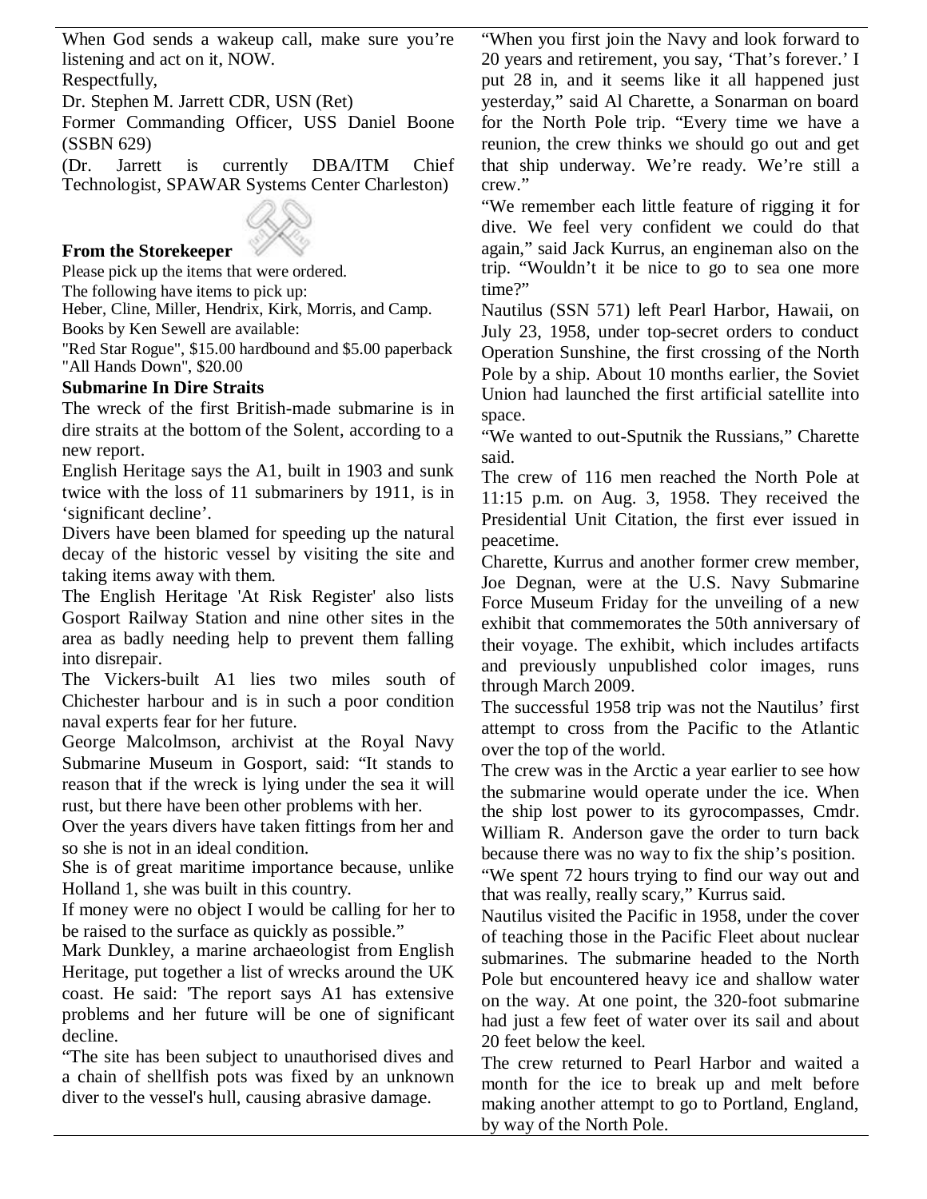When God sends a wakeup call, make sure you're listening and act on it, NOW.

Respectfully,

Dr. Stephen M. Jarrett CDR, USN (Ret)

Former Commanding Officer, USS Daniel Boone (SSBN 629)

(Dr. Jarrett is currently DBA/ITM Chief Technologist, SPAWAR Systems Center Charleston)

### From the Storekeeper

Please pick up the items that were ordered.

The following have items to pick up:

Heber, Cline, Miller, Hendrix, Kirk, Morris, and Camp.

Books by Ken Sewell are available:

"Red Star Rogue", $15.00 hardbound and $5.00 paperback

"All Hands Down", $20.00

### Submarine In Dire Straits

The wreck of the first British-made submarine is in dire straits at the bottom of the Solent, according to a new report.

English Heritage says the A1, built in 1903 and sunk twice with the loss of 11 submariners by 1911, is in 'significant decline'.

Divers have been blamed for speeding up the natural decay of the historic vessel by visiting the site and taking items away with them.

The English Heritage 'At Risk Register' also lists Gosport Railway Station and nine other sites in the area as badly needing help to prevent them falling into disrepair.

The Vickers-built A1 lies two miles south of Chichester harbour and is in such a poor condition naval experts fear for her future.

George Malcolmson, archivist at the Royal Navy Submarine Museum in Gosport, said: "It stands to reason that if the wreck is lying under the sea it will rust, but there have been other problems with her.

Over the years divers have taken fittings from her and so she is not in an ideal condition.

She is of great maritime importance because, unlike Holland 1, she was built in this country.

If money were no object I would be calling for her to be raised to the surface as quickly as possible."

Mark Dunkley, a marine archaeologist from English Heritage, put together a list of wrecks around the UK coast. He said: 'The report says A1 has extensive problems and her future will be one of significant decline.

"The site has been subject to unauthorised dives and a chain of shellfish pots was fixed by an unknown diver to the vessel's hull, causing abrasive damage.

"When you first join the Navy and look forward to 20 years and retirement, you say, 'That's forever.' I put 28 in, and it seems like it all happened just yesterday," said Al Charette, a Sonarman on board for the North Pole trip. "Every time we have a reunion, the crew thinks we should go out and get that ship underway. We're ready. We're still a crew."

"We remember each little feature of rigging it for dive. We feel very confident we could do that again," said Jack Kurrus, an engineman also on the trip. "Wouldn't it be nice to go to sea one more time?"

Nautilus (SSN 571) left Pearl Harbor, Hawaii, on July 23, 1958, under top-secret orders to conduct Operation Sunshine, the first crossing of the North Pole by a ship. About 10 months earlier, the Soviet Union had launched the first artificial satellite into space.

"We wanted to out-Sputnik the Russians," Charette said.

The crew of 116 men reached the North Pole at 11:15 p.m. on Aug. 3, 1958. They received the Presidential Unit Citation, the first ever issued in peacetime.

Charette, Kurrus and another former crew member, Joe Degnan, were at the U.S. Navy Submarine Force Museum Friday for the unveiling of a new exhibit that commemorates the 50th anniversary of their voyage. The exhibit, which includes artifacts and previously unpublished color images, runs through March 2009.

The successful 1958 trip was not the Nautilus' first attempt to cross from the Pacific to the Atlantic over the top of the world.

The crew was in the Arctic a year earlier to see how the submarine would operate under the ice. When the ship lost power to its gyrocompasses, Cmdr. William R. Anderson gave the order to turn back because there was no way to fix the ship's position.

"We spent 72 hours trying to find our way out and that was really, really scary," Kurrus said.

Nautilus visited the Pacific in 1958, under the cover of teaching those in the Pacific Fleet about nuclear submarines. The submarine headed to the North Pole but encountered heavy ice and shallow water on the way. At one point, the 320-foot submarine had just a few feet of water over its sail and about 20 feet below the keel.

The crew returned to Pearl Harbor and waited a month for the ice to break up and melt before making another attempt to go to Portland, England, by way of the North Pole.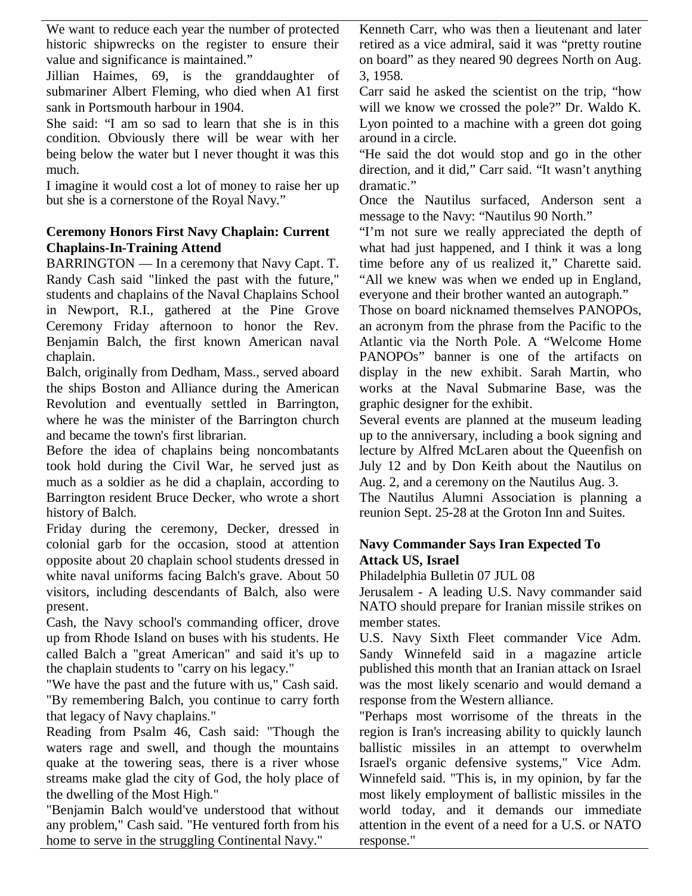We want to reduce each year the number of protected historic shipwrecks on the register to ensure their value and significance is maintained."

Jillian Haimes, 69, is the granddaughter of submariner Albert Fleming, who died when A1 first sank in Portsmouth harbour in 1904.

She said: "I am so sad to learn that she is in this condition. Obviously there will be wear with her being below the water but I never thought it was this much.

I imagine it would cost a lot of money to raise her up but she is a cornerstone of the Royal Navy."

**Ceremony Honors First Navy Chaplain: Current Chaplains-In-Training Attend**

BARRINGTON — In a ceremony that Navy Capt. T. Randy Cash said "linked the past with the future," students and chaplains of the Naval Chaplains School in Newport, R.I., gathered at the Pine Grove Ceremony Friday afternoon to honor the Rev. Benjamin Balch, the first known American naval chaplain.

Balch, originally from Dedham, Mass., served aboard the ships Boston and Alliance during the American Revolution and eventually settled in Barrington, where he was the minister of the Barrington church and became the town's first librarian.

Before the idea of chaplains being noncombatants took hold during the Civil War, he served just as much as a soldier as he did a chaplain, according to Barrington resident Bruce Decker, who wrote a short history of Balch.

Friday during the ceremony, Decker, dressed in colonial garb for the occasion, stood at attention opposite about 20 chaplain school students dressed in white naval uniforms facing Balch's grave. About 50 visitors, including descendants of Balch, also were present.

Cash, the Navy school's commanding officer, drove up from Rhode Island on buses with his students. He called Balch a "great American" and said it's up to the chaplain students to "carry on his legacy."

"We have the past and the future with us," Cash said. "By remembering Balch, you continue to carry forth that legacy of Navy chaplains."

Reading from Psalm 46, Cash said: "Though the waters rage and swell, and though the mountains quake at the towering seas, there is a river whose streams make glad the city of God, the holy place of the dwelling of the Most High."

"Benjamin Balch would've understood that without any problem," Cash said. "He ventured forth from his home to serve in the struggling Continental Navy."

Kenneth Carr, who was then a lieutenant and later retired as a vice admiral, said it was "pretty routine on board" as they neared 90 degrees North on Aug. 3, 1958.

Carr said he asked the scientist on the trip, "how will we know we crossed the pole?" Dr. Waldo K. Lyon pointed to a machine with a green dot going around in a circle.

"He said the dot would stop and go in the other direction, and it did," Carr said. "It wasn't anything dramatic."

Once the Nautilus surfaced, Anderson sent a message to the Navy: "Nautilus 90 North."

"I'm not sure we really appreciated the depth of what had just happened, and I think it was a long time before any of us realized it," Charette said. "All we knew was when we ended up in England, everyone and their brother wanted an autograph."

Those on board nicknamed themselves PANOPOs, an acronym from the phrase from the Pacific to the Atlantic via the North Pole. A "Welcome Home PANOPOs" banner is one of the artifacts on display in the new exhibit. Sarah Martin, who works at the Naval Submarine Base, was the graphic designer for the exhibit.

Several events are planned at the museum leading up to the anniversary, including a book signing and lecture by Alfred McLaren about the Queenfish on July 12 and by Don Keith about the Nautilus on Aug. 2, and a ceremony on the Nautilus Aug. 3.

The Nautilus Alumni Association is planning a reunion Sept. 25-28 at the Groton Inn and Suites.

**Navy Commander Says Iran Expected To Attack US, Israel**

Philadelphia Bulletin 07 JUL 08

Jerusalem - A leading U.S. Navy commander said NATO should prepare for Iranian missile strikes on member states.

U.S. Navy Sixth Fleet commander Vice Adm. Sandy Winnefeld said in a magazine article published this month that an Iranian attack on Israel was the most likely scenario and would demand a response from the Western alliance.

"Perhaps most worrisome of the threats in the region is Iran's increasing ability to quickly launch ballistic missiles in an attempt to overwhelm Israel's organic defensive systems," Vice Adm. Winnefeld said. "This is, in my opinion, by far the most likely employment of ballistic missiles in the world today, and it demands our immediate attention in the event of a need for a U.S. or NATO response."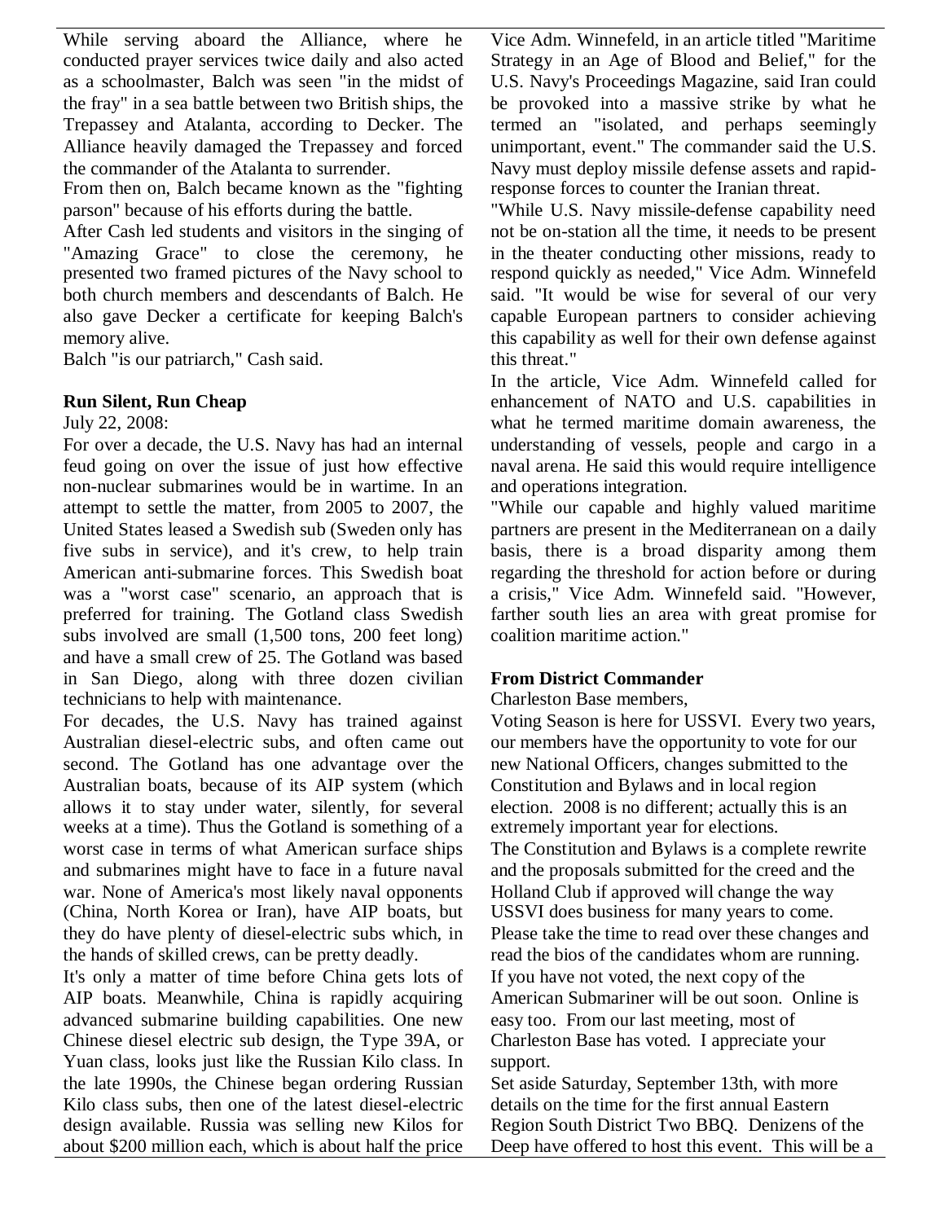While serving aboard the Alliance, where he conducted prayer services twice daily and also acted as a schoolmaster, Balch was seen "in the midst of the fray" in a sea battle between two British ships, the Trepassey and Atalanta, according to Decker. The Alliance heavily damaged the Trepassey and forced the commander of the Atalanta to surrender.

From then on, Balch became known as the "fighting parson" because of his efforts during the battle.

After Cash led students and visitors in the singing of "Amazing Grace" to close the ceremony, he presented two framed pictures of the Navy school to both church members and descendants of Balch. He also gave Decker a certificate for keeping Balch's memory alive.

Balch "is our patriarch," Cash said.

**Run Silent, Run Cheap**

July 22, 2008:

For over a decade, the U.S. Navy has had an internal feud going on over the issue of just how effective non-nuclear submarines would be in wartime. In an attempt to settle the matter, from 2005 to 2007, the United States leased a Swedish sub (Sweden only has five subs in service), and it's crew, to help train American anti-submarine forces. This Swedish boat was a "worst case" scenario, an approach that is preferred for training. The Gotland class Swedish subs involved are small (1,500 tons, 200 feet long) and have a small crew of 25. The Gotland was based in San Diego, along with three dozen civilian technicians to help with maintenance.

For decades, the U.S. Navy has trained against Australian diesel-electric subs, and often came out second. The Gotland has one advantage over the Australian boats, because of its AIP system (which allows it to stay under water, silently, for several weeks at a time). Thus the Gotland is something of a worst case in terms of what American surface ships and submarines might have to face in a future naval war. None of America's most likely naval opponents (China, North Korea or Iran), have AIP boats, but they do have plenty of diesel-electric subs which, in the hands of skilled crews, can be pretty deadly.

It's only a matter of time before China gets lots of AIP boats. Meanwhile, China is rapidly acquiring advanced submarine building capabilities. One new Chinese diesel electric sub design, the Type 39A, or Yuan class, looks just like the Russian Kilo class. In the late 1990s, the Chinese began ordering Russian Kilo class subs, then one of the latest diesel-electric design available. Russia was selling new Kilos for about $200 million each, which is about half the price

Vice Adm. Winnefeld, in an article titled "Maritime Strategy in an Age of Blood and Belief," for the U.S. Navy's Proceedings Magazine, said Iran could be provoked into a massive strike by what he termed an "isolated, and perhaps seemingly unimportant, event." The commander said the U.S. Navy must deploy missile defense assets and rapid-response forces to counter the Iranian threat.

"While U.S. Navy missile-defense capability need not be on-station all the time, it needs to be present in the theater conducting other missions, ready to respond quickly as needed," Vice Adm. Winnefeld said. "It would be wise for several of our very capable European partners to consider achieving this capability as well for their own defense against this threat."

In the article, Vice Adm. Winnefeld called for enhancement of NATO and U.S. capabilities in what he termed maritime domain awareness, the understanding of vessels, people and cargo in a naval arena. He said this would require intelligence and operations integration.

"While our capable and highly valued maritime partners are present in the Mediterranean on a daily basis, there is a broad disparity among them regarding the threshold for action before or during a crisis," Vice Adm. Winnefeld said. "However, farther south lies an area with great promise for coalition maritime action."

**From District Commander**

Charleston Base members,

Voting Season is here for USSVI. Every two years, our members have the opportunity to vote for our new National Officers, changes submitted to the Constitution and Bylaws and in local region election. 2008 is no different; actually this is an extremely important year for elections.

The Constitution and Bylaws is a complete rewrite and the proposals submitted for the creed and the Holland Club if approved will change the way USSVI does business for many years to come. Please take the time to read over these changes and read the bios of the candidates whom are running. If you have not voted, the next copy of the American Submariner will be out soon. Online is easy too. From our last meeting, most of Charleston Base has voted. I appreciate your support.

Set aside Saturday, September 13th, with more details on the time for the first annual Eastern Region South District Two BBQ. Denizens of the Deep have offered to host this event. This will be a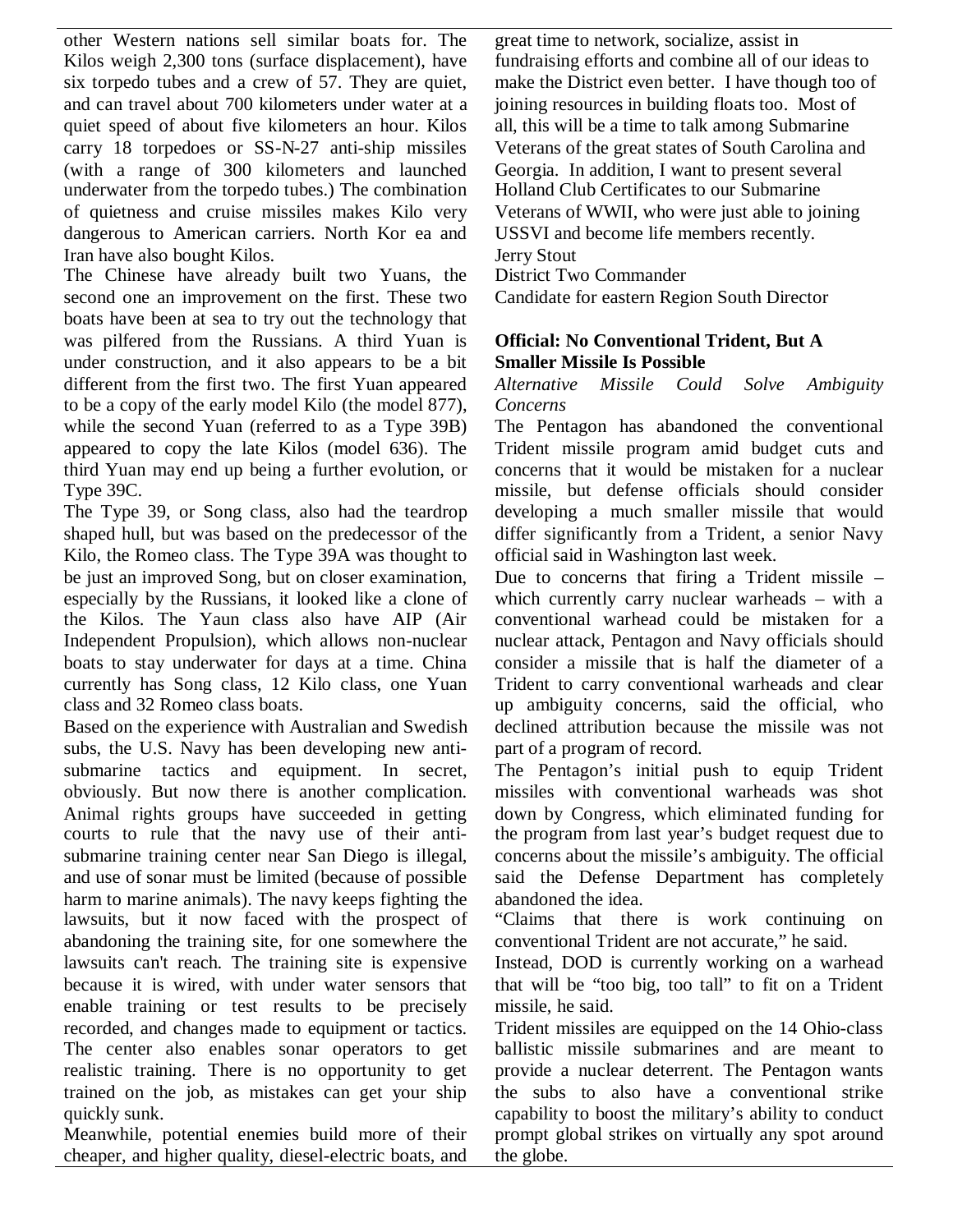other Western nations sell similar boats for. The Kilos weigh 2,300 tons (surface displacement), have six torpedo tubes and a crew of 57. They are quiet, and can travel about 700 kilometers under water at a quiet speed of about five kilometers an hour. Kilos carry 18 torpedoes or SS-N-27 anti-ship missiles (with a range of 300 kilometers and launched underwater from the torpedo tubes.) The combination of quietness and cruise missiles makes Kilo very dangerous to American carriers. North Kor ea and Iran have also bought Kilos.

The Chinese have already built two Yuans, the second one an improvement on the first. These two boats have been at sea to try out the technology that was pilfered from the Russians. A third Yuan is under construction, and it also appears to be a bit different from the first two. The first Yuan appeared to be a copy of the early model Kilo (the model 877), while the second Yuan (referred to as a Type 39B) appeared to copy the late Kilos (model 636). The third Yuan may end up being a further evolution, or Type 39C.

The Type 39, or Song class, also had the teardrop shaped hull, but was based on the predecessor of the Kilo, the Romeo class. The Type 39A was thought to be just an improved Song, but on closer examination, especially by the Russians, it looked like a clone of the Kilos. The Yaun class also have AIP (Air Independent Propulsion), which allows non-nuclear boats to stay underwater for days at a time. China currently has Song class, 12 Kilo class, one Yuan class and 32 Romeo class boats.

Based on the experience with Australian and Swedish subs, the U.S. Navy has been developing new anti-submarine tactics and equipment. In secret, obviously. But now there is another complication. Animal rights groups have succeeded in getting courts to rule that the navy use of their anti-submarine training center near San Diego is illegal, and use of sonar must be limited (because of possible harm to marine animals). The navy keeps fighting the lawsuits, but it now faced with the prospect of abandoning the training site, for one somewhere the lawsuits can't reach. The training site is expensive because it is wired, with under water sensors that enable training or test results to be precisely recorded, and changes made to equipment or tactics. The center also enables sonar operators to get realistic training. There is no opportunity to get trained on the job, as mistakes can get your ship quickly sunk.

Meanwhile, potential enemies build more of their cheaper, and higher quality, diesel-electric boats, and

great time to network, socialize, assist in fundraising efforts and combine all of our ideas to make the District even better. I have though too of joining resources in building floats too. Most of all, this will be a time to talk among Submarine Veterans of the great states of South Carolina and Georgia. In addition, I want to present several Holland Club Certificates to our Submarine Veterans of WWII, who were just able to joining USSVI and become life members recently.

Jerry Stout
District Two Commander
Candidate for eastern Region South Director

**Official: No Conventional Trident, But A Smaller Missile Is Possible**

*Alternative Missile Could Solve Ambiguity Concerns*

The Pentagon has abandoned the conventional Trident missile program amid budget cuts and concerns that it would be mistaken for a nuclear missile, but defense officials should consider developing a much smaller missile that would differ significantly from a Trident, a senior Navy official said in Washington last week.

Due to concerns that firing a Trident missile – which currently carry nuclear warheads – with a conventional warhead could be mistaken for a nuclear attack, Pentagon and Navy officials should consider a missile that is half the diameter of a Trident to carry conventional warheads and clear up ambiguity concerns, said the official, who declined attribution because the missile was not part of a program of record.

The Pentagon's initial push to equip Trident missiles with conventional warheads was shot down by Congress, which eliminated funding for the program from last year's budget request due to concerns about the missile's ambiguity. The official said the Defense Department has completely abandoned the idea.

"Claims that there is work continuing on conventional Trident are not accurate," he said.

Instead, DOD is currently working on a warhead that will be "too big, too tall" to fit on a Trident missile, he said.

Trident missiles are equipped on the 14 Ohio-class ballistic missile submarines and are meant to provide a nuclear deterrent. The Pentagon wants the subs to also have a conventional strike capability to boost the military's ability to conduct prompt global strikes on virtually any spot around the globe.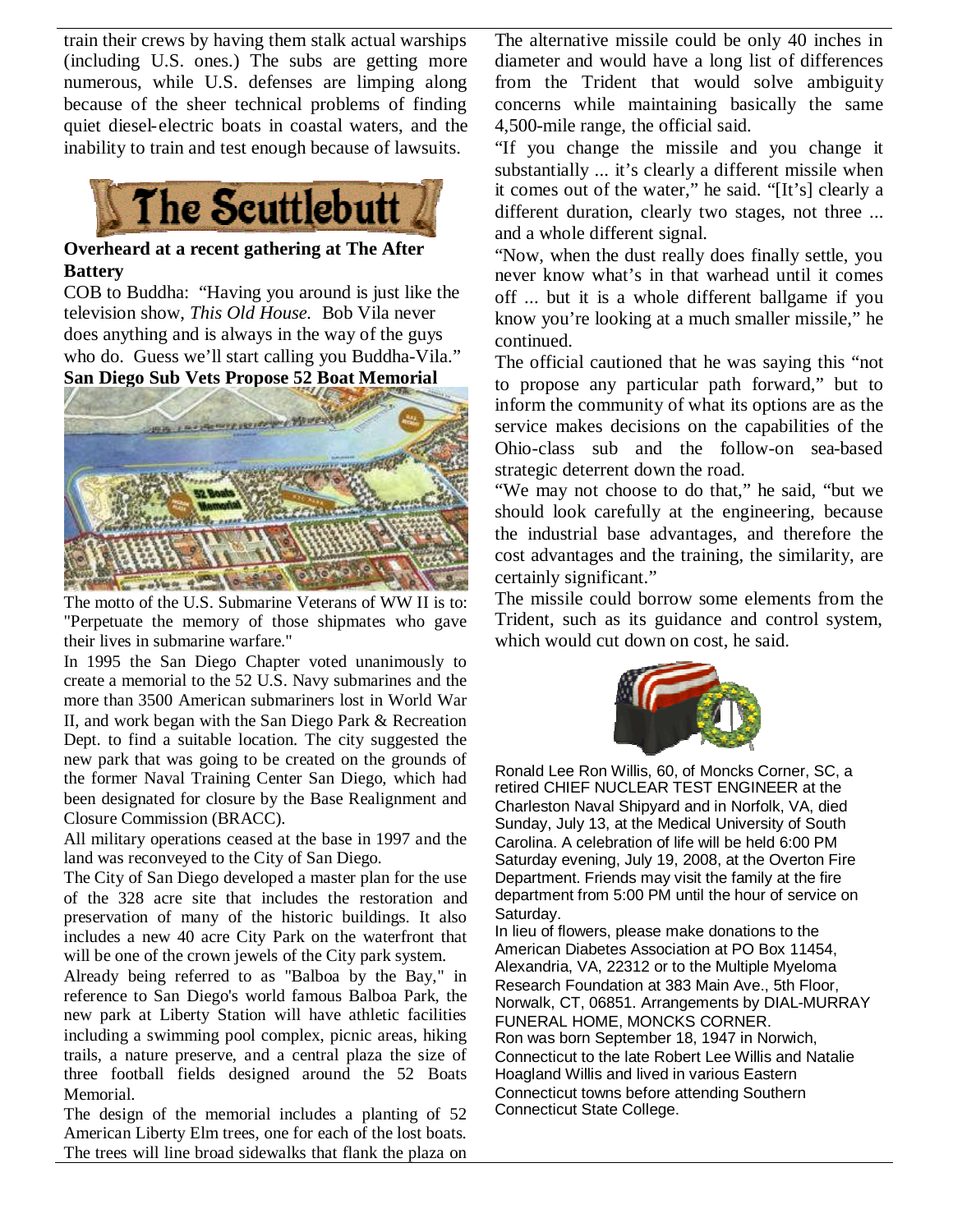train their crews by having them stalk actual warships (including U.S. ones.) The subs are getting more numerous, while U.S. defenses are limping along because of the sheer technical problems of finding quiet diesel-electric boats in coastal waters, and the inability to train and test enough because of lawsuits.

## The Scuttlebutt

**Overheard at a recent gathering at The After Battery**

COB to Buddha: "Having you around is just like the television show, *This Old House.* Bob Vila never does anything and is always in the way of the guys who do. Guess we'll start calling you Buddha-Vila."

**San Diego Sub Vets Propose 52 Boat Memorial**

The motto of the U.S. Submarine Veterans of WW II is to: "Perpetuate the memory of those shipmates who gave their lives in submarine warfare."

In 1995 the San Diego Chapter voted unanimously to create a memorial to the 52 U.S. Navy submarines and the more than 3500 American submariners lost in World War II, and work began with the San Diego Park & Recreation Dept. to find a suitable location. The city suggested the new park that was going to be created on the grounds of the former Naval Training Center San Diego, which had been designated for closure by the Base Realignment and Closure Commission (BRACC).

All military operations ceased at the base in 1997 and the land was reconveyed to the City of San Diego.

The City of San Diego developed a master plan for the use of the 328 acre site that includes the restoration and preservation of many of the historic buildings. It also includes a new 40 acre City Park on the waterfront that will be one of the crown jewels of the City park system.

Already being referred to as "Balboa by the Bay," in reference to San Diego's world famous Balboa Park, the new park at Liberty Station will have athletic facilities including a swimming pool complex, picnic areas, hiking trails, a nature preserve, and a central plaza the size of three football fields designed around the 52 Boats Memorial.

The design of the memorial includes a planting of 52 American Liberty Elm trees, one for each of the lost boats. The trees will line broad sidewalks that flank the plaza on

The alternative missile could be only 40 inches in diameter and would have a long list of differences from the Trident that would solve ambiguity concerns while maintaining basically the same 4,500-mile range, the official said.

"If you change the missile and you change it substantially ... it's clearly a different missile when it comes out of the water," he said. "[It's] clearly a different duration, clearly two stages, not three ... and a whole different signal.

"Now, when the dust really does finally settle, you never know what's in that warhead until it comes off ... but it is a whole different ballgame if you know you're looking at a much smaller missile," he continued.

The official cautioned that he was saying this "not to propose any particular path forward," but to inform the community of what its options are as the service makes decisions on the capabilities of the Ohio-class sub and the follow-on sea-based strategic deterrent down the road.

"We may not choose to do that," he said, "but we should look carefully at the engineering, because the industrial base advantages, and therefore the cost advantages and the training, the similarity, are certainly significant."

The missile could borrow some elements from the Trident, such as its guidance and control system, which would cut down on cost, he said.

Ronald Lee Ron Willis, 60, of Moncks Corner, SC, a retired CHIEF NUCLEAR TEST ENGINEER at the Charleston Naval Shipyard and in Norfolk, VA, died Sunday, July 13, at the Medical University of South Carolina. A celebration of life will be held 6:00 PM Saturday evening, July 19, 2008, at the Overton Fire Department. Friends may visit the family at the fire department from 5:00 PM until the hour of service on Saturday.

In lieu of flowers, please make donations to the American Diabetes Association at PO Box 11454, Alexandria, VA, 22312 or to the Multiple Myeloma Research Foundation at 383 Main Ave., 5th Floor, Norwalk, CT, 06851. Arrangements by DIAL-MURRAY FUNERAL HOME, MONCKS CORNER.

Ron was born September 18, 1947 in Norwich, Connecticut to the late Robert Lee Willis and Natalie Hoagland Willis and lived in various Eastern Connecticut towns before attending Southern Connecticut State College.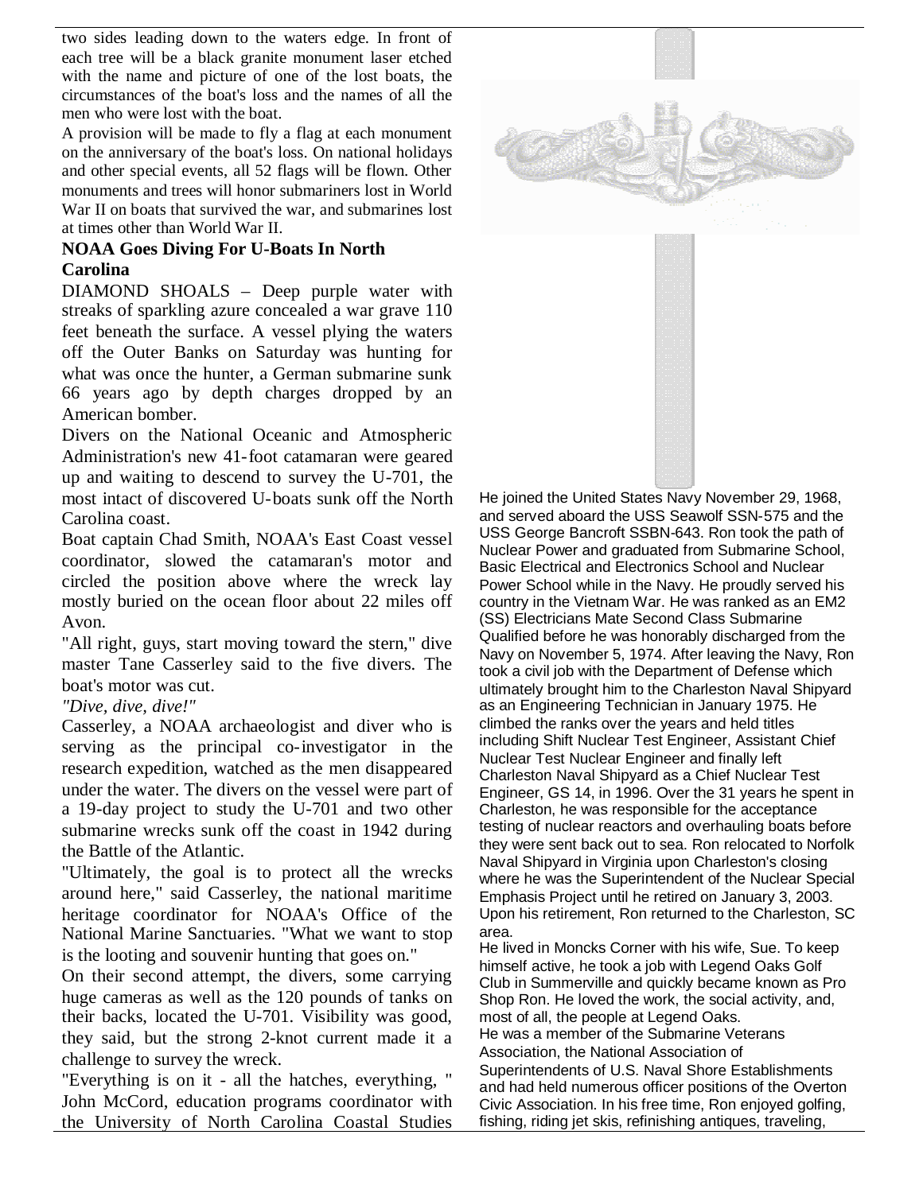two sides leading down to the waters edge. In front of each tree will be a black granite monument laser etched with the name and picture of one of the lost boats, the circumstances of the boat's loss and the names of all the men who were lost with the boat.

A provision will be made to fly a flag at each monument on the anniversary of the boat's loss. On national holidays and other special events, all 52 flags will be flown. Other monuments and trees will honor submariners lost in World War II on boats that survived the war, and submarines lost at times other than World War II.

**NOAA Goes Diving For U-Boats In North Carolina**

DIAMOND SHOALS – Deep purple water with streaks of sparkling azure concealed a war grave 110 feet beneath the surface. A vessel plying the waters off the Outer Banks on Saturday was hunting for what was once the hunter, a German submarine sunk 66 years ago by depth charges dropped by an American bomber.

Divers on the National Oceanic and Atmospheric Administration's new 41-foot catamaran were geared up and waiting to descend to survey the U-701, the most intact of discovered U-boats sunk off the North Carolina coast.

Boat captain Chad Smith, NOAA's East Coast vessel coordinator, slowed the catamaran's motor and circled the position above where the wreck lay mostly buried on the ocean floor about 22 miles off Avon.

"All right, guys, start moving toward the stern," dive master Tane Casserley said to the five divers. The boat's motor was cut.

*"Dive, dive, dive!"*

Casserley, a NOAA archaeologist and diver who is serving as the principal co-investigator in the research expedition, watched as the men disappeared under the water. The divers on the vessel were part of a 19-day project to study the U-701 and two other submarine wrecks sunk off the coast in 1942 during the Battle of the Atlantic.

"Ultimately, the goal is to protect all the wrecks around here," said Casserley, the national maritime heritage coordinator for NOAA's Office of the National Marine Sanctuaries. "What we want to stop is the looting and souvenir hunting that goes on."

On their second attempt, the divers, some carrying huge cameras as well as the 120 pounds of tanks on their backs, located the U-701. Visibility was good, they said, but the strong 2-knot current made it a challenge to survey the wreck.

"Everything is on it - all the hatches, everything, " John McCord, education programs coordinator with the University of North Carolina Coastal Studies

He joined the United States Navy November 29, 1968, and served aboard the USS Seawolf SSN-575 and the USS George Bancroft SSBN-643. Ron took the path of Nuclear Power and graduated from Submarine School, Basic Electrical and Electronics School and Nuclear Power School while in the Navy. He proudly served his country in the Vietnam War. He was ranked as an EM2 (SS) Electricians Mate Second Class Submarine Qualified before he was honorably discharged from the Navy on November 5, 1974. After leaving the Navy, Ron took a civil job with the Department of Defense which ultimately brought him to the Charleston Naval Shipyard as an Engineering Technician in January 1975. He climbed the ranks over the years and held titles including Shift Nuclear Test Engineer, Assistant Chief Nuclear Test Nuclear Engineer and finally left Charleston Naval Shipyard as a Chief Nuclear Test Engineer, GS 14, in 1996. Over the 31 years he spent in Charleston, he was responsible for the acceptance testing of nuclear reactors and overhauling boats before they were sent back out to sea. Ron relocated to Norfolk Naval Shipyard in Virginia upon Charleston's closing where he was the Superintendent of the Nuclear Special Emphasis Project until he retired on January 3, 2003. Upon his retirement, Ron returned to the Charleston, SC area.

He lived in Moncks Corner with his wife, Sue. To keep himself active, he took a job with Legend Oaks Golf Club in Summerville and quickly became known as Pro Shop Ron. He loved the work, the social activity, and, most of all, the people at Legend Oaks.

He was a member of the Submarine Veterans Association, the National Association of Superintendents of U.S. Naval Shore Establishments and had held numerous officer positions of the Overton Civic Association. In his free time, Ron enjoyed golfing, fishing, riding jet skis, refinishing antiques, traveling,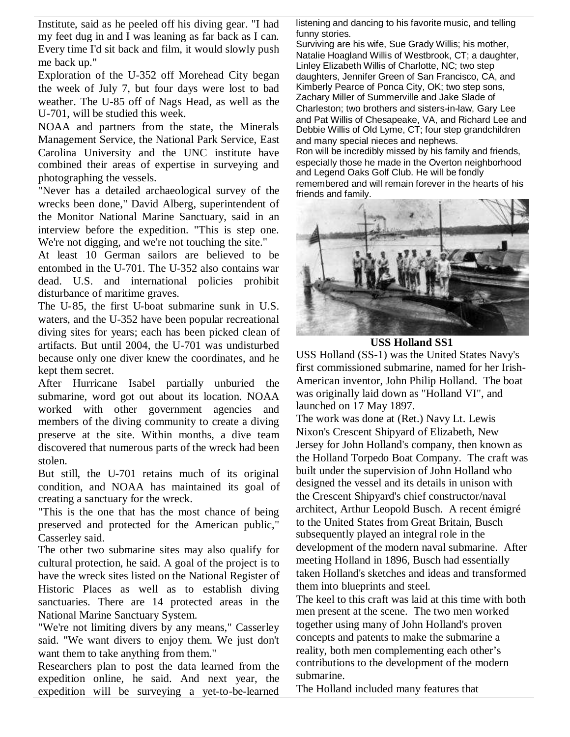Institute, said as he peeled off his diving gear. "I had my feet dug in and I was leaning as far back as I can. Every time I'd sit back and film, it would slowly push me back up."

Exploration of the U-352 off Morehead City began the week of July 7, but four days were lost to bad weather. The U-85 off of Nags Head, as well as the U-701, will be studied this week.

NOAA and partners from the state, the Minerals Management Service, the National Park Service, East Carolina University and the UNC institute have combined their areas of expertise in surveying and photographing the vessels.

"Never has a detailed archaeological survey of the wrecks been done," David Alberg, superintendent of the Monitor National Marine Sanctuary, said in an interview before the expedition. "This is step one. We're not digging, and we're not touching the site."

At least 10 German sailors are believed to be entombed in the U-701. The U-352 also contains war dead. U.S. and international policies prohibit disturbance of maritime graves.

The U-85, the first U-boat submarine sunk in U.S. waters, and the U-352 have been popular recreational diving sites for years; each has been picked clean of artifacts. But until 2004, the U-701 was undisturbed because only one diver knew the coordinates, and he kept them secret.

After Hurricane Isabel partially unburied the submarine, word got out about its location. NOAA worked with other government agencies and members of the diving community to create a diving preserve at the site. Within months, a dive team discovered that numerous parts of the wreck had been stolen.

But still, the U-701 retains much of its original condition, and NOAA has maintained its goal of creating a sanctuary for the wreck.

"This is the one that has the most chance of being preserved and protected for the American public," Casserley said.

The other two submarine sites may also qualify for cultural protection, he said. A goal of the project is to have the wreck sites listed on the National Register of Historic Places as well as to establish diving sanctuaries. There are 14 protected areas in the National Marine Sanctuary System.

"We're not limiting divers by any means," Casserley said. "We want divers to enjoy them. We just don't want them to take anything from them."

Researchers plan to post the data learned from the expedition online, he said. And next year, the expedition will be surveying a yet-to-be-learned

listening and dancing to his favorite music, and telling funny stories.

Surviving are his wife, Sue Grady Willis; his mother, Natalie Hoagland Willis of Westbrook, CT; a daughter, Linley Elizabeth Willis of Charlotte, NC; two step daughters, Jennifer Green of San Francisco, CA, and Kimberly Pearce of Ponca City, OK; two step sons, Zachary Miller of Summerville and Jake Slade of Charleston; two brothers and sisters-in-law, Gary Lee and Pat Willis of Chesapeake, VA, and Richard Lee and Debbie Willis of Old Lyme, CT; four step grandchildren and many special nieces and nephews.

Ron will be incredibly missed by his family and friends, especially those he made in the Overton neighborhood and Legend Oaks Golf Club. He will be fondly remembered and will remain forever in the hearts of his friends and family.

**USS Holland SS1**

USS Holland (SS-1) was the United States Navy's first commissioned submarine, named for her Irish-American inventor, John Philip Holland. The boat was originally laid down as "Holland VI", and launched on 17 May 1897.

The work was done at (Ret.) Navy Lt. Lewis Nixon's Crescent Shipyard of Elizabeth, New Jersey for John Holland's company, then known as the Holland Torpedo Boat Company. The craft was built under the supervision of John Holland who designed the vessel and its details in unison with the Crescent Shipyard's chief constructor/naval architect, Arthur Leopold Busch. A recent émigré to the United States from Great Britain, Busch subsequently played an integral role in the development of the modern naval submarine. After meeting Holland in 1896, Busch had essentially taken Holland's sketches and ideas and transformed them into blueprints and steel.

The keel to this craft was laid at this time with both men present at the scene. The two men worked together using many of John Holland's proven concepts and patents to make the submarine a reality, both men complementing each other's contributions to the development of the modern submarine.

The Holland included many features that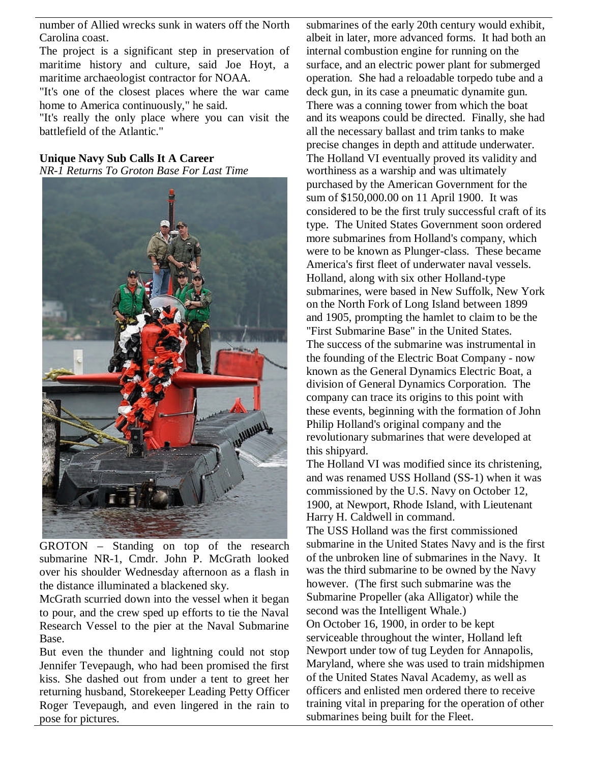number of Allied wrecks sunk in waters off the North Carolina coast.

The project is a significant step in preservation of maritime history and culture, said Joe Hoyt, a maritime archaeologist contractor for NOAA.

"It's one of the closest places where the war came home to America continuously," he said.

"It's really the only place where you can visit the battlefield of the Atlantic."

**Unique Navy Sub Calls It A Career**

*NR-1 Returns To Groton Base For Last Time*

GROTON – Standing on top of the research submarine NR-1, Cmdr. John P. McGrath looked over his shoulder Wednesday afternoon as a flash in the distance illuminated a blackened sky.

McGrath scurried down into the vessel when it began to pour, and the crew sped up efforts to tie the Naval Research Vessel to the pier at the Naval Submarine Base.

But even the thunder and lightning could not stop Jennifer Tevepaugh, who had been promised the first kiss. She dashed out from under a tent to greet her returning husband, Storekeeper Leading Petty Officer Roger Tevepaugh, and even lingered in the rain to pose for pictures.

submarines of the early 20th century would exhibit, albeit in later, more advanced forms. It had both an internal combustion engine for running on the surface, and an electric power plant for submerged operation. She had a reloadable torpedo tube and a deck gun, in its case a pneumatic dynamite gun. There was a conning tower from which the boat and its weapons could be directed. Finally, she had all the necessary ballast and trim tanks to make precise changes in depth and attitude underwater.

The Holland VI eventually proved its validity and worthiness as a warship and was ultimately purchased by the American Government for the sum of $150,000.00 on 11 April 1900. It was considered to be the first truly successful craft of its type. The United States Government soon ordered more submarines from Holland's company, which were to be known as Plunger-class. These became America's first fleet of underwater naval vessels. Holland, along with six other Holland-type submarines, were based in New Suffolk, New York on the North Fork of Long Island between 1899 and 1905, prompting the hamlet to claim to be the "First Submarine Base" in the United States.

The success of the submarine was instrumental in the founding of the Electric Boat Company - now known as the General Dynamics Electric Boat, a division of General Dynamics Corporation. The company can trace its origins to this point with these events, beginning with the formation of John Philip Holland's original company and the revolutionary submarines that were developed at this shipyard.

The Holland VI was modified since its christening, and was renamed USS Holland (SS-1) when it was commissioned by the U.S. Navy on October 12, 1900, at Newport, Rhode Island, with Lieutenant Harry H. Caldwell in command.

The USS Holland was the first commissioned submarine in the United States Navy and is the first of the unbroken line of submarines in the Navy. It was the third submarine to be owned by the Navy however. (The first such submarine was the Submarine Propeller (aka Alligator) while the second was the Intelligent Whale.)

On October 16, 1900, in order to be kept serviceable throughout the winter, Holland left Newport under tow of tug Leyden for Annapolis, Maryland, where she was used to train midshipmen of the United States Naval Academy, as well as officers and enlisted men ordered there to receive training vital in preparing for the operation of other submarines being built for the Fleet.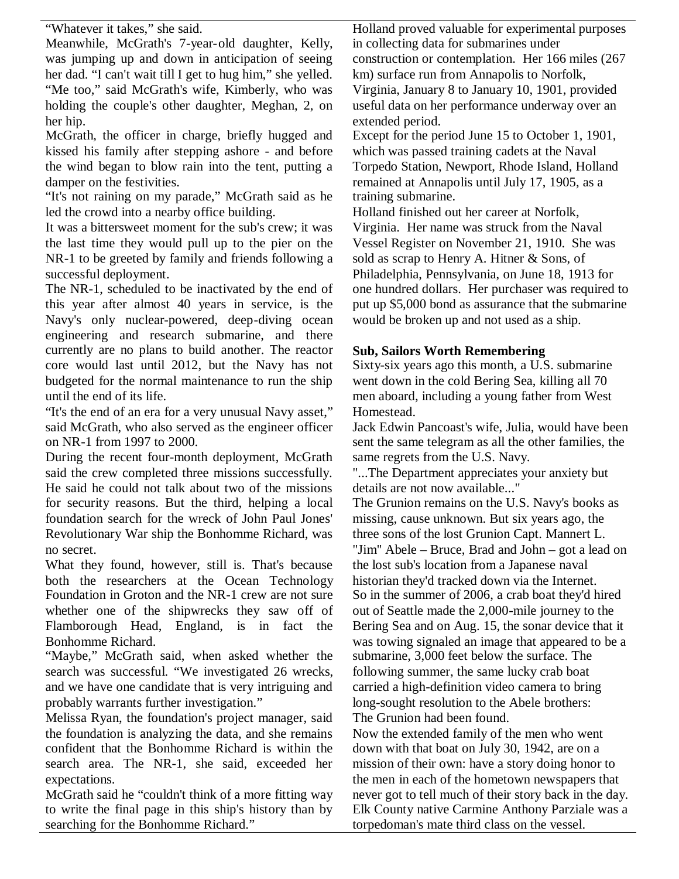"Whatever it takes," she said.

Meanwhile, McGrath's 7-year-old daughter, Kelly, was jumping up and down in anticipation of seeing her dad. "I can't wait till I get to hug him," she yelled. "Me too," said McGrath's wife, Kimberly, who was holding the couple's other daughter, Meghan, 2, on her hip.

McGrath, the officer in charge, briefly hugged and kissed his family after stepping ashore - and before the wind began to blow rain into the tent, putting a damper on the festivities.

"It's not raining on my parade," McGrath said as he led the crowd into a nearby office building.

It was a bittersweet moment for the sub's crew; it was the last time they would pull up to the pier on the NR-1 to be greeted by family and friends following a successful deployment.

The NR-1, scheduled to be inactivated by the end of this year after almost 40 years in service, is the Navy's only nuclear-powered, deep-diving ocean engineering and research submarine, and there currently are no plans to build another. The reactor core would last until 2012, but the Navy has not budgeted for the normal maintenance to run the ship until the end of its life.

"It's the end of an era for a very unusual Navy asset," said McGrath, who also served as the engineer officer on NR-1 from 1997 to 2000.

During the recent four-month deployment, McGrath said the crew completed three missions successfully. He said he could not talk about two of the missions for security reasons. But the third, helping a local foundation search for the wreck of John Paul Jones' Revolutionary War ship the Bonhomme Richard, was no secret.

What they found, however, still is. That's because both the researchers at the Ocean Technology Foundation in Groton and the NR-1 crew are not sure whether one of the shipwrecks they saw off of Flamborough Head, England, is in fact the Bonhomme Richard.

"Maybe," McGrath said, when asked whether the search was successful. "We investigated 26 wrecks, and we have one candidate that is very intriguing and probably warrants further investigation."

Melissa Ryan, the foundation's project manager, said the foundation is analyzing the data, and she remains confident that the Bonhomme Richard is within the search area. The NR-1, she said, exceeded her expectations.

McGrath said he "couldn't think of a more fitting way to write the final page in this ship's history than by searching for the Bonhomme Richard."

Holland proved valuable for experimental purposes in collecting data for submarines under construction or contemplation. Her 166 miles (267 km) surface run from Annapolis to Norfolk, Virginia, January 8 to January 10, 1901, provided useful data on her performance underway over an extended period.

Except for the period June 15 to October 1, 1901, which was passed training cadets at the Naval Torpedo Station, Newport, Rhode Island, Holland remained at Annapolis until July 17, 1905, as a training submarine.

Holland finished out her career at Norfolk, Virginia. Her name was struck from the Naval Vessel Register on November 21, 1910. She was sold as scrap to Henry A. Hitner & Sons, of Philadelphia, Pennsylvania, on June 18, 1913 for one hundred dollars. Her purchaser was required to put up $5,000 bond as assurance that the submarine would be broken up and not used as a ship.

### Sub, Sailors Worth Remembering

Sixty-six years ago this month, a U.S. submarine went down in the cold Bering Sea, killing all 70 men aboard, including a young father from West Homestead.

Jack Edwin Pancoast's wife, Julia, would have been sent the same telegram as all the other families, the same regrets from the U.S. Navy.

"...The Department appreciates your anxiety but details are not now available..."

The Grunion remains on the U.S. Navy's books as missing, cause unknown. But six years ago, the three sons of the lost Grunion Capt. Mannert L. "Jim" Abele – Bruce, Brad and John – got a lead on the lost sub's location from a Japanese naval historian they'd tracked down via the Internet.

So in the summer of 2006, a crab boat they'd hired out of Seattle made the 2,000-mile journey to the Bering Sea and on Aug. 15, the sonar device that it was towing signaled an image that appeared to be a submarine, 3,000 feet below the surface. The following summer, the same lucky crab boat carried a high-definition video camera to bring long-sought resolution to the Abele brothers: The Grunion had been found.

Now the extended family of the men who went down with that boat on July 30, 1942, are on a mission of their own: have a story doing honor to the men in each of the hometown newspapers that never got to tell much of their story back in the day. Elk County native Carmine Anthony Parziale was a torpedoman's mate third class on the vessel.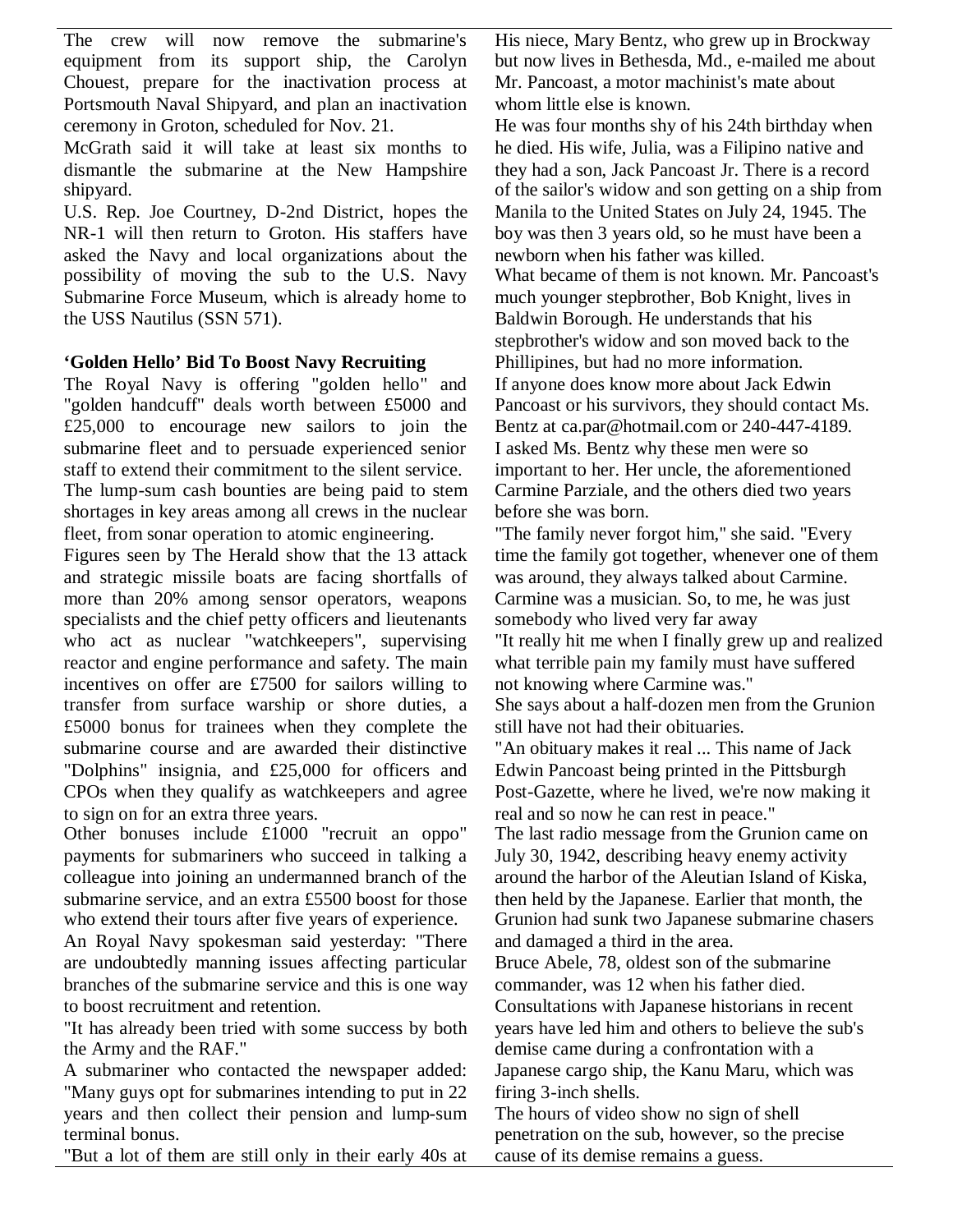The crew will now remove the submarine's equipment from its support ship, the Carolyn Chouest, prepare for the inactivation process at Portsmouth Naval Shipyard, and plan an inactivation ceremony in Groton, scheduled for Nov. 21.

McGrath said it will take at least six months to dismantle the submarine at the New Hampshire shipyard.

U.S. Rep. Joe Courtney, D-2nd District, hopes the NR-1 will then return to Groton. His staffers have asked the Navy and local organizations about the possibility of moving the sub to the U.S. Navy Submarine Force Museum, which is already home to the USS Nautilus (SSN 571).

**'Golden Hello' Bid To Boost Navy Recruiting**

The Royal Navy is offering "golden hello" and "golden handcuff" deals worth between £5000 and £25,000 to encourage new sailors to join the submarine fleet and to persuade experienced senior staff to extend their commitment to the silent service.

The lump-sum cash bounties are being paid to stem shortages in key areas among all crews in the nuclear fleet, from sonar operation to atomic engineering.

Figures seen by The Herald show that the 13 attack and strategic missile boats are facing shortfalls of more than 20% among sensor operators, weapons specialists and the chief petty officers and lieutenants who act as nuclear "watchkeepers", supervising reactor and engine performance and safety. The main incentives on offer are £7500 for sailors willing to transfer from surface warship or shore duties, a £5000 bonus for trainees when they complete the submarine course and are awarded their distinctive "Dolphins" insignia, and £25,000 for officers and CPOs when they qualify as watchkeepers and agree to sign on for an extra three years.

Other bonuses include £1000 "recruit an oppo" payments for submariners who succeed in talking a colleague into joining an undermanned branch of the submarine service, and an extra £5500 boost for those who extend their tours after five years of experience.

An Royal Navy spokesman said yesterday: "There are undoubtedly manning issues affecting particular branches of the submarine service and this is one way to boost recruitment and retention.

"It has already been tried with some success by both the Army and the RAF."

A submariner who contacted the newspaper added: "Many guys opt for submarines intending to put in 22 years and then collect their pension and lump-sum terminal bonus.

"But a lot of them are still only in their early 40s at

His niece, Mary Bentz, who grew up in Brockway but now lives in Bethesda, Md., e-mailed me about Mr. Pancoast, a motor machinist's mate about whom little else is known.

He was four months shy of his 24th birthday when he died. His wife, Julia, was a Filipino native and they had a son, Jack Pancoast Jr. There is a record of the sailor's widow and son getting on a ship from Manila to the United States on July 24, 1945. The boy was then 3 years old, so he must have been a newborn when his father was killed.

What became of them is not known. Mr. Pancoast's much younger stepbrother, Bob Knight, lives in Baldwin Borough. He understands that his stepbrother's widow and son moved back to the Phillipines, but had no more information.

If anyone does know more about Jack Edwin Pancoast or his survivors, they should contact Ms. Bentz at ca.par@hotmail.com or 240-447-4189.

I asked Ms. Bentz why these men were so important to her. Her uncle, the aforementioned Carmine Parziale, and the others died two years before she was born.

"The family never forgot him," she said. "Every time the family got together, whenever one of them was around, they always talked about Carmine. Carmine was a musician. So, to me, he was just somebody who lived very far away

"It really hit me when I finally grew up and realized what terrible pain my family must have suffered not knowing where Carmine was."

She says about a half-dozen men from the Grunion still have not had their obituaries.

"An obituary makes it real ... This name of Jack Edwin Pancoast being printed in the Pittsburgh Post-Gazette, where he lived, we're now making it real and so now he can rest in peace."

The last radio message from the Grunion came on July 30, 1942, describing heavy enemy activity around the harbor of the Aleutian Island of Kiska, then held by the Japanese. Earlier that month, the Grunion had sunk two Japanese submarine chasers and damaged a third in the area.

Bruce Abele, 78, oldest son of the submarine commander, was 12 when his father died. Consultations with Japanese historians in recent years have led him and others to believe the sub's demise came during a confrontation with a Japanese cargo ship, the Kanu Maru, which was firing 3-inch shells.

The hours of video show no sign of shell penetration on the sub, however, so the precise cause of its demise remains a guess.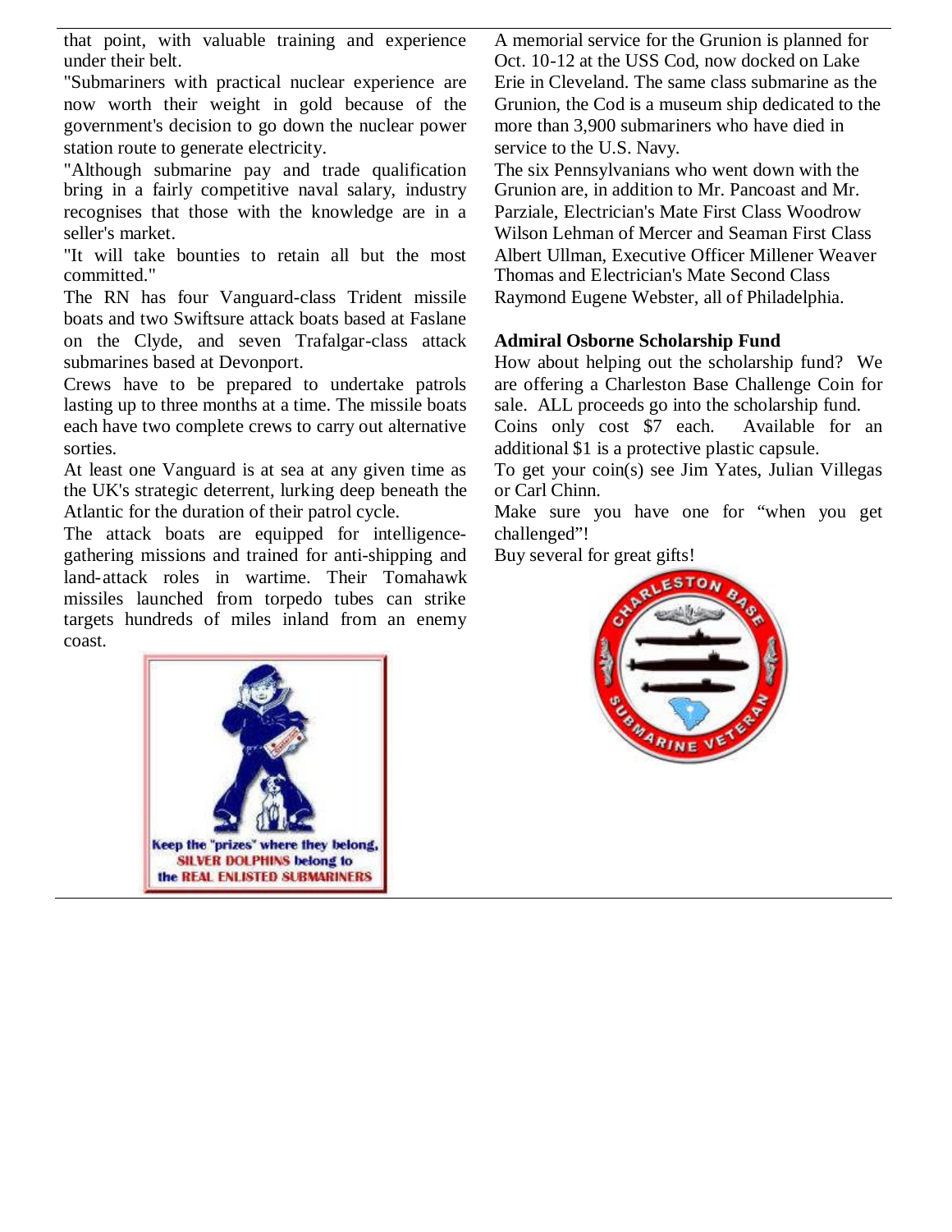that point, with valuable training and experience under their belt.

"Submariners with practical nuclear experience are now worth their weight in gold because of the government's decision to go down the nuclear power station route to generate electricity.

"Although submarine pay and trade qualification bring in a fairly competitive naval salary, industry recognises that those with the knowledge are in a seller's market.

"It will take bounties to retain all but the most committed."

The RN has four Vanguard-class Trident missile boats and two Swiftsure attack boats based at Faslane on the Clyde, and seven Trafalgar-class attack submarines based at Devonport.

Crews have to be prepared to undertake patrols lasting up to three months at a time. The missile boats each have two complete crews to carry out alternative sorties.

At least one Vanguard is at sea at any given time as the UK's strategic deterrent, lurking deep beneath the Atlantic for the duration of their patrol cycle.

The attack boats are equipped for intelligence-gathering missions and trained for anti-shipping and land-attack roles in wartime. Their Tomahawk missiles launched from torpedo tubes can strike targets hundreds of miles inland from an enemy coast.

Keep the "prizes" where they belong, SILVER DOLPHINS belong to the REAL ENLISTED SUBMARINERS

A memorial service for the Grunion is planned for Oct. 10-12 at the USS Cod, now docked on Lake Erie in Cleveland. The same class submarine as the Grunion, the Cod is a museum ship dedicated to the more than 3,900 submariners who have died in service to the U.S. Navy.

The six Pennsylvanians who went down with the Grunion are, in addition to Mr. Pancoast and Mr. Parziale, Electrician's Mate First Class Woodrow Wilson Lehman of Mercer and Seaman First Class Albert Ullman, Executive Officer Millener Weaver Thomas and Electrician's Mate Second Class Raymond Eugene Webster, all of Philadelphia.

**Admiral Osborne Scholarship Fund**

How about helping out the scholarship fund? We are offering a Charleston Base Challenge Coin for sale. ALL proceeds go into the scholarship fund.

Coins only cost $7 each. Available for an additional $1 is a protective plastic capsule.

To get your coin(s) see Jim Yates, Julian Villegas or Carl Chinn.

Make sure you have one for "when you get challenged"!

Buy several for great gifts!